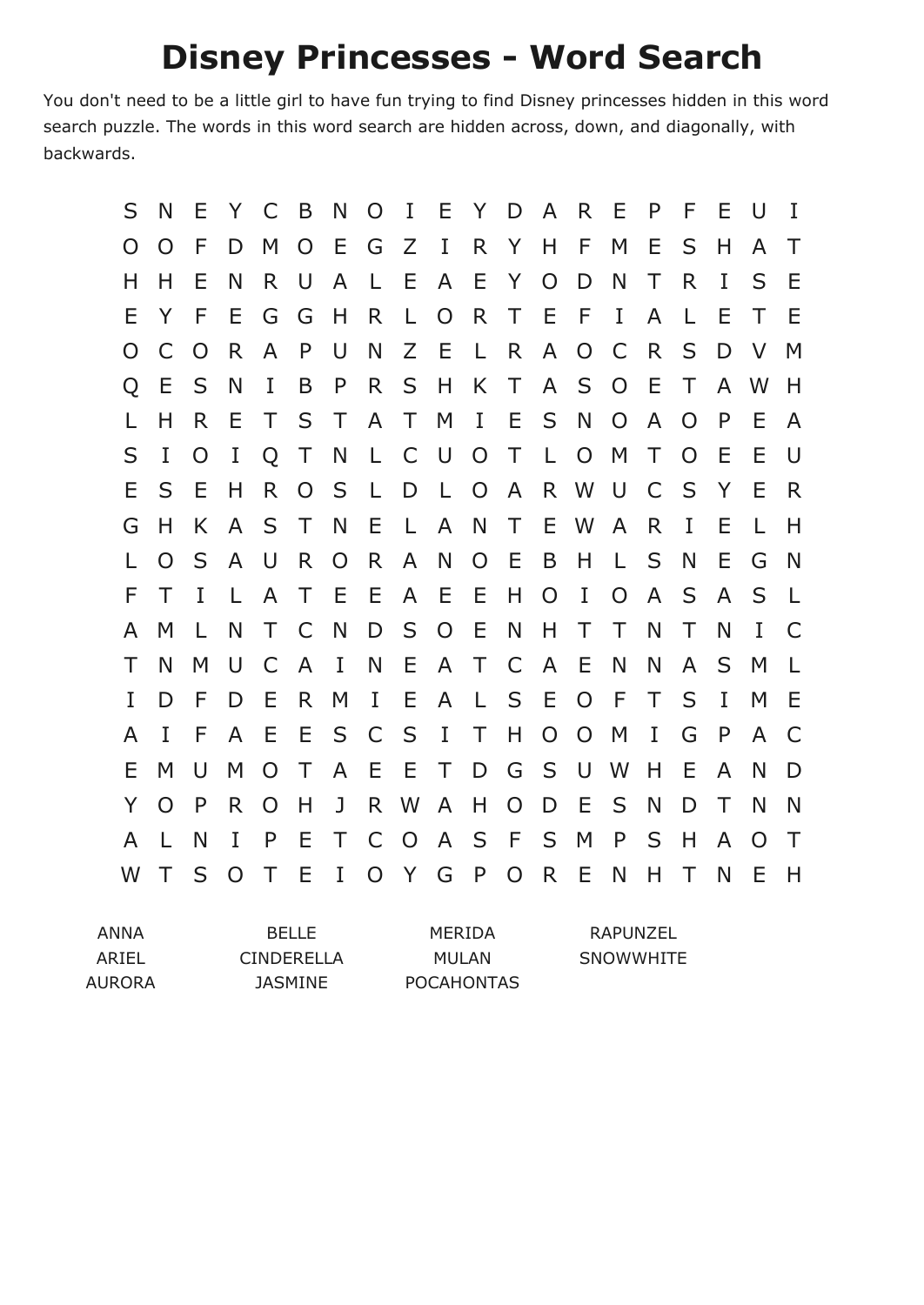# Disney Princesses - Word Search

You don't need to be a little girl to have fun trying to find Disney princesses hidden in this word search puzzle. The words in this word search are hidden across, down, and diagonally, with backwards.

```
S N E Y C B N O I E Y D A R E P F E U I
O O F D M O E G Z I R Y H F M E S H A T
H H E N R U A L E A E Y O D N T R I S E
E Y F E G G H R L O R T E F I A L E T E
O C O R A P U N Z E L R A O C R S D V M
Q E S N I B P R S H K T A S O E T A W H
L H R E T S T A T M I E S N O A O P E A
S I O I Q T N L C U O T L O M T O E E U
E S E H R O S L D L O A R W U C S Y E R
G H K A S T N E L A N T E W A R I E L H
L O S A U R O R A N O E B H L S N E G N
F T I L A T E E A E E H O I O A S A S L
A M L N T C N D S O E N H T T N T N I C
T N M U C A I N E A T C A E N N A S M L
I D F D E R M I E A L S E O F T S I M E
A I F A E E S C S I T H O O M I G P A C
E M U M O T A E E T D G S U W H E A N D
Y O P R O H J R W A H O D E S N D T N N
A L N I P E T C O A S F S M P S H A O T
W T S O T E I O Y G P O R E N H T N E H
```

| | | | |
|---|---|---|---|
| ANNA | BELLE | MERIDA | RAPUNZEL |
| ARIEL | CINDERELLA | MULAN | SNOWWHITE |
| AURORA | JASMINE | POCAHONTAS | |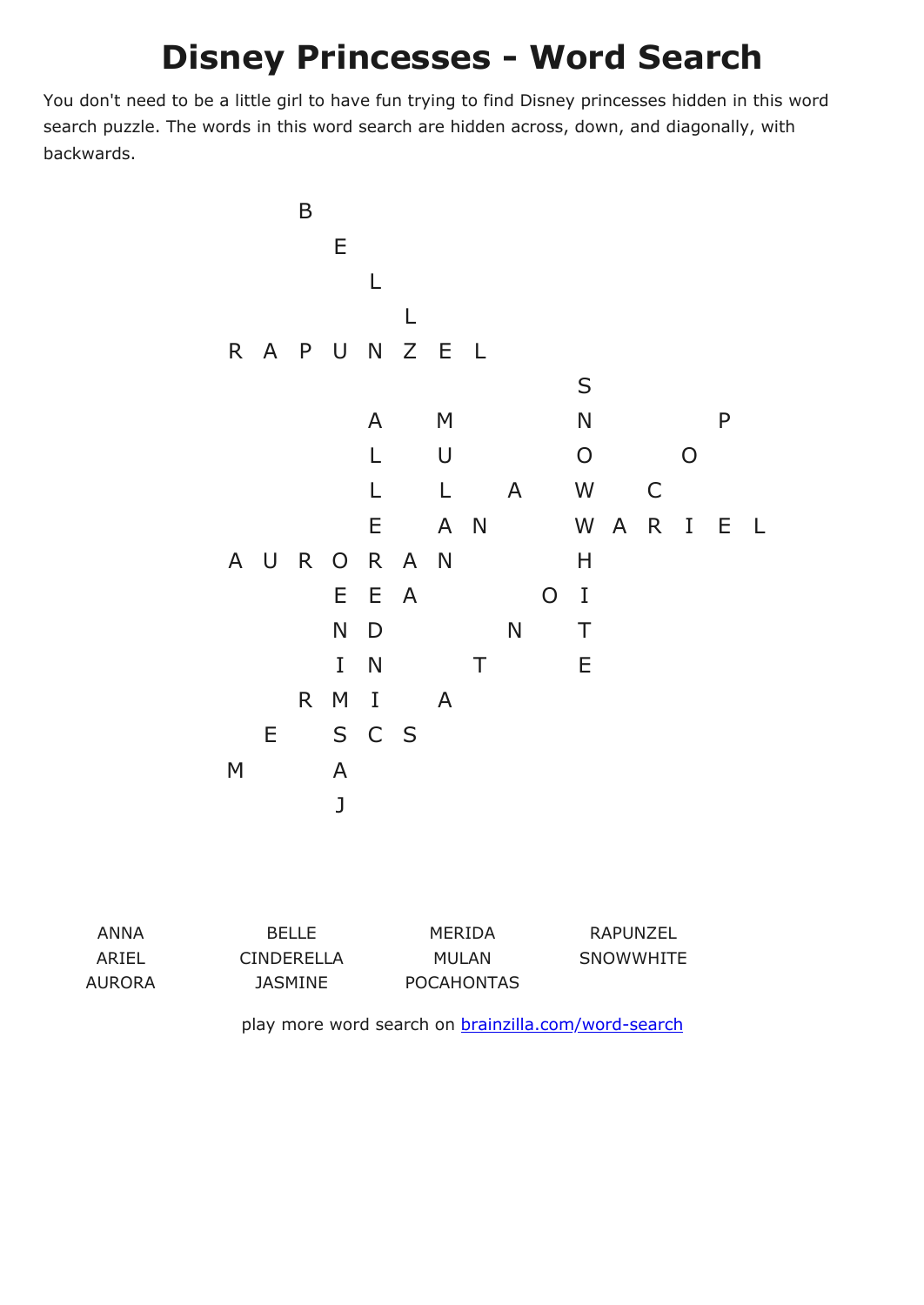# Disney Princesses - Word Search

You don't need to be a little girl to have fun trying to find Disney princesses hidden in this word search puzzle. The words in this word search are hidden across, down, and diagonally, with backwards.

```
    B
      E
        L
          L
R A P U N Z E L
                    S
        A   M       N       P
        L   U       O     O
        L   L   A   W   C
        E   A N     W A R I E L
A U R O R A N       H
      E E A       O I
      N D       N   T
      I N     T     E
    R M I   A
  E   S C S
M     A
      J
```

| | | | |
|---|---|---|---|
| ANNA | BELLE | MERIDA | RAPUNZEL |
| ARIEL | CINDERELLA | MULAN | SNOWWHITE |
| AURORA | JASMINE | POCAHONTAS | |

play more word search on brainzilla.com/word-search